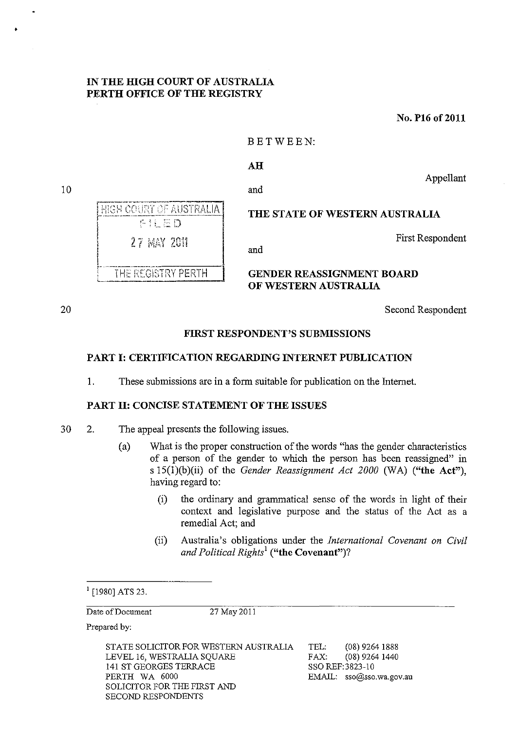**IN THE HIGH COURT OF AUSTRALIA**
**PERTH OFFICE OF THE REGISTRY**

**No. P16 of 2011**

BETWEEN:

**AH**

Appellant

and

**THE STATE OF WESTERN AUSTRALIA**

First Respondent

and

**GENDER REASSIGNMENT BOARD OF WESTERN AUSTRALIA**

Second Respondent

HIGH COURT OF AUSTRALIA
FILED
27 MAY 2011
THE REGISTRY PERTH

## FIRST RESPONDENT'S SUBMISSIONS

### PART I: CERTIFICATION REGARDING INTERNET PUBLICATION

1. These submissions are in a form suitable for publication on the Internet.

### PART II: CONCISE STATEMENT OF THE ISSUES

2. The appeal presents the following issues.

   (a) What is the proper construction of the words "has the gender characteristics of a person of the gender to which the person has been reassigned" in s 15(1)(b)(ii) of the *Gender Reassignment Act 2000* (WA) (**"the Act"**), having regard to:

      (i) the ordinary and grammatical sense of the words in light of their context and legislative purpose and the status of the Act as a remedial Act; and

      (ii) Australia's obligations under the *International Covenant on Civil and Political Rights*[1] (**"the Covenant"**)?

[1] [1980] ATS 23.

Date of Document: 27 May 2011

Prepared by:

STATE SOLICITOR FOR WESTERN AUSTRALIA
LEVEL 16, WESTRALIA SQUARE
141 ST GEORGES TERRACE
PERTH WA 6000
SOLICITOR FOR THE FIRST AND SECOND RESPONDENTS

TEL: (08) 9264 1888
FAX: (08) 9264 1440
SSO REF: 3823-10
EMAIL: sso@sso.wa.gov.au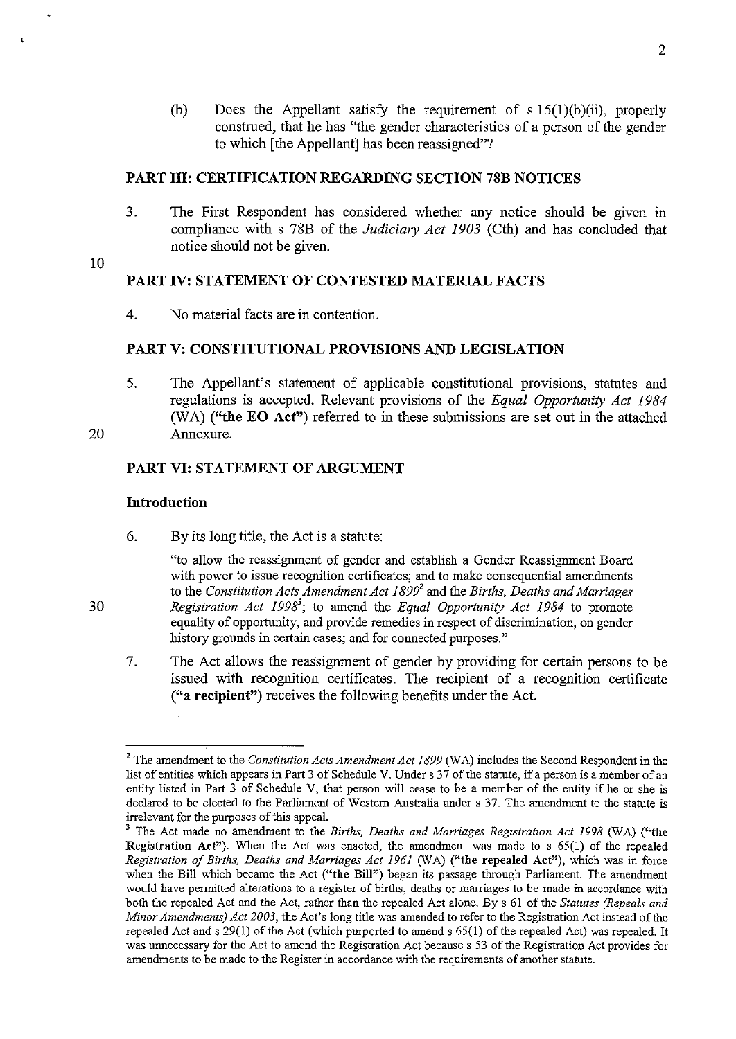(b) Does the Appellant satisfy the requirement of s 15(1)(b)(ii), properly construed, that he has "the gender characteristics of a person of the gender to which [the Appellant] has been reassigned"?

## PART III: CERTIFICATION REGARDING SECTION 78B NOTICES

3. The First Respondent has considered whether any notice should be given in compliance with s 78B of the *Judiciary Act 1903* (Cth) and has concluded that notice should not be given.

## PART IV: STATEMENT OF CONTESTED MATERIAL FACTS

4. No material facts are in contention.

## PART V: CONSTITUTIONAL PROVISIONS AND LEGISLATION

5. The Appellant's statement of applicable constitutional provisions, statutes and regulations is accepted. Relevant provisions of the *Equal Opportunity Act 1984* (WA) (**"the EO Act"**) referred to in these submissions are set out in the attached Annexure.

## PART VI: STATEMENT OF ARGUMENT

### Introduction

6. By its long title, the Act is a statute:

> "to allow the reassignment of gender and establish a Gender Reassignment Board with power to issue recognition certificates; and to make consequential amendments to the *Constitution Acts Amendment Act 1899*[2] and the *Births, Deaths and Marriages Registration Act 1998*[3]; to amend the *Equal Opportunity Act 1984* to promote equality of opportunity, and provide remedies in respect of discrimination, on gender history grounds in certain cases; and for connected purposes."

7. The Act allows the reassignment of gender by providing for certain persons to be issued with recognition certificates. The recipient of a recognition certificate (**"a recipient"**) receives the following benefits under the Act.

---

[2] The amendment to the *Constitution Acts Amendment Act 1899* (WA) includes the Second Respondent in the list of entities which appears in Part 3 of Schedule V. Under s 37 of the statute, if a person is a member of an entity listed in Part 3 of Schedule V, that person will cease to be a member of the entity if he or she is declared to be elected to the Parliament of Western Australia under s 37. The amendment to the statute is irrelevant for the purposes of this appeal.

[3] The Act made no amendment to the *Births, Deaths and Marriages Registration Act 1998* (WA) (**"the Registration Act"**). When the Act was enacted, the amendment was made to s 65(1) of the repealed *Registration of Births, Deaths and Marriages Act 1961* (WA) (**"the repealed Act"**), which was in force when the Bill which became the Act (**"the Bill"**) began its passage through Parliament. The amendment would have permitted alterations to a register of births, deaths or marriages to be made in accordance with both the repealed Act and the Act, rather than the repealed Act alone. By s 61 of the *Statutes (Repeals and Minor Amendments) Act 2003*, the Act's long title was amended to refer to the Registration Act instead of the repealed Act and s 29(1) of the Act (which purported to amend s 65(1) of the repealed Act) was repealed. It was unnecessary for the Act to amend the Registration Act because s 53 of the Registration Act provides for amendments to be made to the Register in accordance with the requirements of another statute.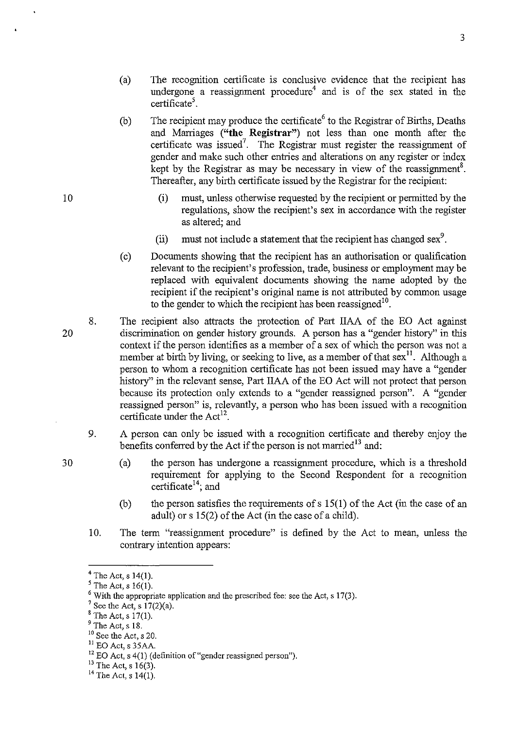(a) The recognition certificate is conclusive evidence that the recipient has undergone a reassignment procedure[4] and is of the sex stated in the certificate[5].

(b) The recipient may produce the certificate[6] to the Registrar of Births, Deaths and Marriages (**"the Registrar"**) not less than one month after the certificate was issued[7]. The Registrar must register the reassignment of gender and make such other entries and alterations on any register or index kept by the Registrar as may be necessary in view of the reassignment[8]. Thereafter, any birth certificate issued by the Registrar for the recipient:

(i) must, unless otherwise requested by the recipient or permitted by the regulations, show the recipient's sex in accordance with the register as altered; and

(ii) must not include a statement that the recipient has changed sex[9].

(c) Documents showing that the recipient has an authorisation or qualification relevant to the recipient's profession, trade, business or employment may be replaced with equivalent documents showing the name adopted by the recipient if the recipient's original name is not attributed by common usage to the gender to which the recipient has been reassigned[10].

8. The recipient also attracts the protection of Part IIAA of the EO Act against discrimination on gender history grounds. A person has a "gender history" in this context if the person identifies as a member of a sex of which the person was not a member at birth by living, or seeking to live, as a member of that sex[11]. Although a person to whom a recognition certificate has not been issued may have a "gender history" in the relevant sense, Part IIAA of the EO Act will not protect that person because its protection only extends to a "gender reassigned person". A "gender reassigned person" is, relevantly, a person who has been issued with a recognition certificate under the Act[12].

9. A person can only be issued with a recognition certificate and thereby enjoy the benefits conferred by the Act if the person is not married[13] and:

(a) the person has undergone a reassignment procedure, which is a threshold requirement for applying to the Second Respondent for a recognition certificate[14]; and

(b) the person satisfies the requirements of s 15(1) of the Act (in the case of an adult) or s 15(2) of the Act (in the case of a child).

10. The term "reassignment procedure" is defined by the Act to mean, unless the contrary intention appears:

---

[4] The Act, s 14(1).

[5] The Act, s 16(1).

[6] With the appropriate application and the prescribed fee: see the Act, s 17(3).

[7] See the Act, s 17(2)(a).

[8] The Act, s 17(1).

[9] The Act, s 18.

[10] See the Act, s 20.

[11] EO Act, s 35AA.

[12] EO Act, s 4(1) (definition of "gender reassigned person").

[13] The Act, s 16(3).

[14] The Act, s 14(1).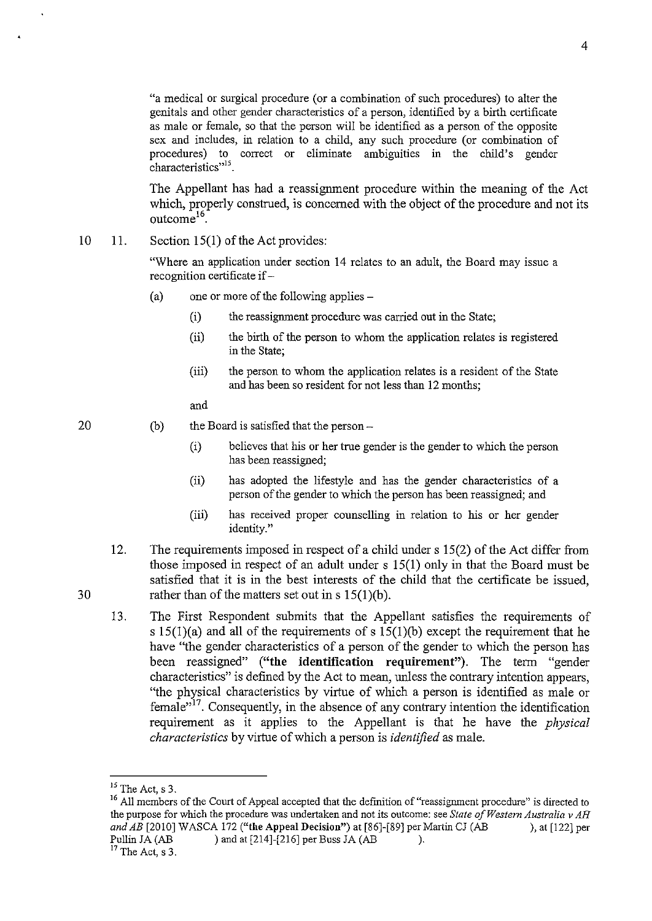> "a medical or surgical procedure (or a combination of such procedures) to alter the genitals and other gender characteristics of a person, identified by a birth certificate as male or female, so that the person will be identified as a person of the opposite sex and includes, in relation to a child, any such procedure (or combination of procedures) to correct or eliminate ambiguities in the child's gender characteristics"[15].

The Appellant has had a reassignment procedure within the meaning of the Act which, properly construed, is concerned with the object of the procedure and not its outcome[16].

11. Section 15(1) of the Act provides:

> "Where an application under section 14 relates to an adult, the Board may issue a recognition certificate if –
>
> (a) one or more of the following applies –
>
> (i) the reassignment procedure was carried out in the State;
>
> (ii) the birth of the person to whom the application relates is registered in the State;
>
> (iii) the person to whom the application relates is a resident of the State and has been so resident for not less than 12 months;
>
> and
>
> (b) the Board is satisfied that the person –
>
> (i) believes that his or her true gender is the gender to which the person has been reassigned;
>
> (ii) has adopted the lifestyle and has the gender characteristics of a person of the gender to which the person has been reassigned; and
>
> (iii) has received proper counselling in relation to his or her gender identity."

12. The requirements imposed in respect of a child under s 15(2) of the Act differ from those imposed in respect of an adult under s 15(1) only in that the Board must be satisfied that it is in the best interests of the child that the certificate be issued, rather than of the matters set out in s 15(1)(b).

13. The First Respondent submits that the Appellant satisfies the requirements of s 15(1)(a) and all of the requirements of s 15(1)(b) except the requirement that he have "the gender characteristics of a person of the gender to which the person has been reassigned" (**"the identification requirement"**). The term "gender characteristics" is defined by the Act to mean, unless the contrary intention appears, "the physical characteristics by virtue of which a person is identified as male or female"[17]. Consequently, in the absence of any contrary intention the identification requirement as it applies to the Appellant is that he have the *physical characteristics* by virtue of which a person is *identified* as male.

---

[15] The Act, s 3.

[16] All members of the Court of Appeal accepted that the definition of "reassignment procedure" is directed to the purpose for which the procedure was undertaken and not its outcome: see *State of Western Australia v AH and AB* [2010] WASCA 172 (**"the Appeal Decision"**) at [86]-[89] per Martin CJ (AB ), at [122] per Pullin JA (AB ) and at [214]-[216] per Buss JA (AB ).

[17] The Act, s 3.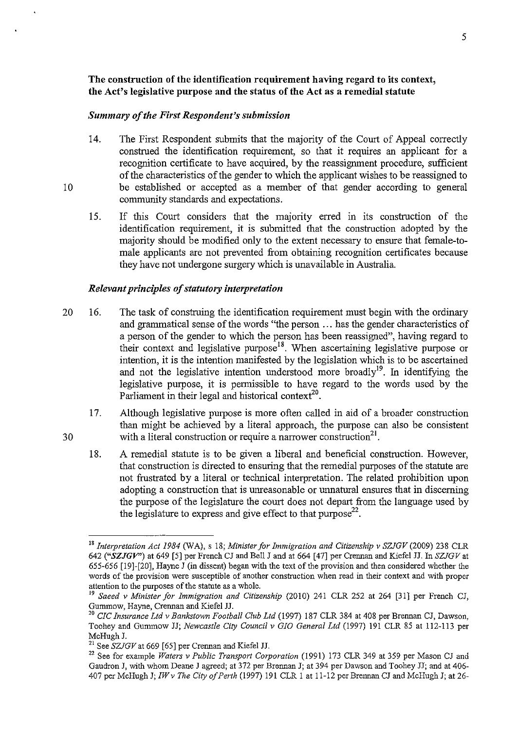**The construction of the identification requirement having regard to its context, the Act's legislative purpose and the status of the Act as a remedial statute**

***Summary of the First Respondent's submission***

14. The First Respondent submits that the majority of the Court of Appeal correctly construed the identification requirement, so that it requires an applicant for a recognition certificate to have acquired, by the reassignment procedure, sufficient of the characteristics of the gender to which the applicant wishes to be reassigned to be established or accepted as a member of that gender according to general community standards and expectations.

15. If this Court considers that the majority erred in its construction of the identification requirement, it is submitted that the construction adopted by the majority should be modified only to the extent necessary to ensure that female-to-male applicants are not prevented from obtaining recognition certificates because they have not undergone surgery which is unavailable in Australia.

***Relevant principles of statutory interpretation***

16. The task of construing the identification requirement must begin with the ordinary and grammatical sense of the words "the person ... has the gender characteristics of a person of the gender to which the person has been reassigned", having regard to their context and legislative purpose[18]. When ascertaining legislative purpose or intention, it is the intention manifested by the legislation which is to be ascertained and not the legislative intention understood more broadly[19]. In identifying the legislative purpose, it is permissible to have regard to the words used by the Parliament in their legal and historical context[20].

17. Although legislative purpose is more often called in aid of a broader construction than might be achieved by a literal approach, the purpose can also be consistent with a literal construction or require a narrower construction[21].

18. A remedial statute is to be given a liberal and beneficial construction. However, that construction is directed to ensuring that the remedial purposes of the statute are not frustrated by a literal or technical interpretation. The related prohibition upon adopting a construction that is unreasonable or unnatural ensures that in discerning the purpose of the legislature the court does not depart from the language used by the legislature to express and give effect to that purpose[22].

---

[18] *Interpretation Act 1984* (WA), s 18; *Minister for Immigration and Citizenship v SZJGV* (2009) 238 CLR 642 ("*SZJGV*") at 649 [5] per French CJ and Bell J and at 664 [47] per Crennan and Kiefel JJ. In *SZJGV* at 655-656 [19]-[20], Hayne J (in dissent) began with the text of the provision and then considered whether the words of the provision were susceptible of another construction when read in their context and with proper attention to the purposes of the statute as a whole.

[19] *Saeed v Minister for Immigration and Citizenship* (2010) 241 CLR 252 at 264 [31] per French CJ, Gummow, Hayne, Crennan and Kiefel JJ.

[20] *CIC Insurance Ltd v Bankstown Football Club Ltd* (1997) 187 CLR 384 at 408 per Brennan CJ, Dawson, Toohey and Gummow JJ; *Newcastle City Council v GIO General Ltd* (1997) 191 CLR 85 at 112-113 per McHugh J.

[21] See *SZJGV* at 669 [65] per Crennan and Kiefel JJ.

[22] See for example *Waters v Public Transport Corporation* (1991) 173 CLR 349 at 359 per Mason CJ and Gaudron J, with whom Deane J agreed; at 372 per Brennan J; at 394 per Dawson and Toohey JJ; and at 406-407 per McHugh J; *IW v The City of Perth* (1997) 191 CLR 1 at 11-12 per Brennan CJ and McHugh J; at 26-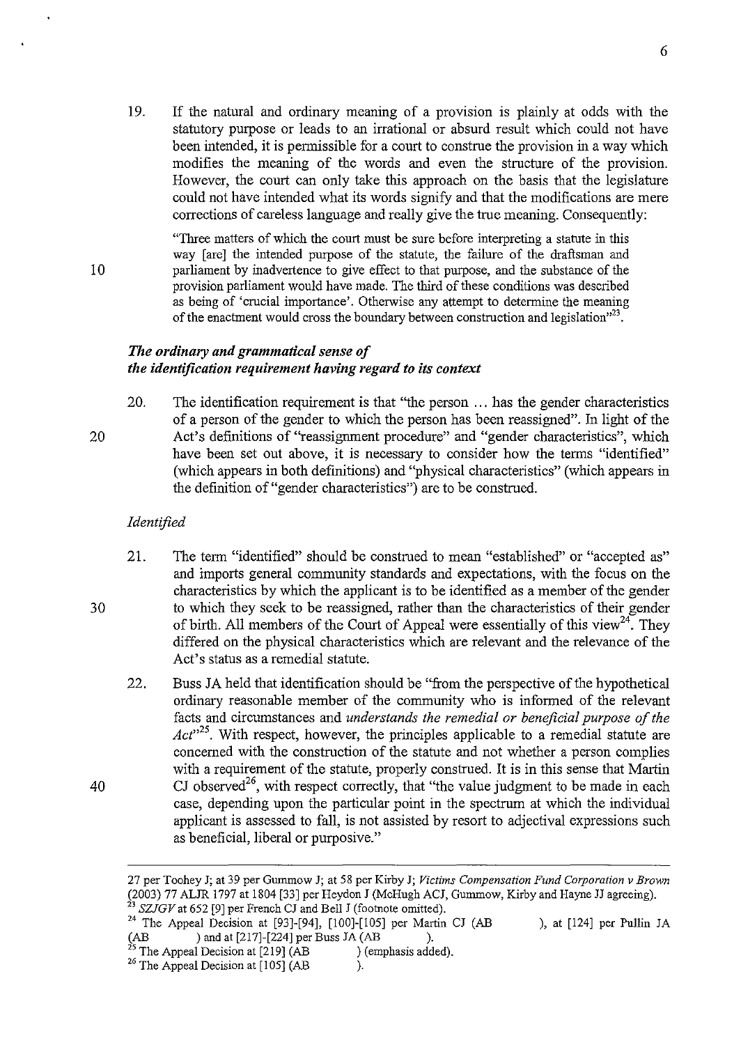19. If the natural and ordinary meaning of a provision is plainly at odds with the statutory purpose or leads to an irrational or absurd result which could not have been intended, it is permissible for a court to construe the provision in a way which modifies the meaning of the words and even the structure of the provision. However, the court can only take this approach on the basis that the legislature could not have intended what its words signify and that the modifications are mere corrections of careless language and really give the true meaning. Consequently:

> "Three matters of which the court must be sure before interpreting a statute in this way [are] the intended purpose of the statute, the failure of the draftsman and parliament by inadvertence to give effect to that purpose, and the substance of the provision parliament would have made. The third of these conditions was described as being of 'crucial importance'. Otherwise any attempt to determine the meaning of the enactment would cross the boundary between construction and legislation"[23].

### *The ordinary and grammatical sense of the identification requirement having regard to its context*

20. The identification requirement is that "the person ... has the gender characteristics of a person of the gender to which the person has been reassigned". In light of the Act's definitions of "reassignment procedure" and "gender characteristics", which have been set out above, it is necessary to consider how the terms "identified" (which appears in both definitions) and "physical characteristics" (which appears in the definition of "gender characteristics") are to be construed.

#### *Identified*

21. The term "identified" should be construed to mean "established" or "accepted as" and imports general community standards and expectations, with the focus on the characteristics by which the applicant is to be identified as a member of the gender to which they seek to be reassigned, rather than the characteristics of their gender of birth. All members of the Court of Appeal were essentially of this view[24]. They differed on the physical characteristics which are relevant and the relevance of the Act's status as a remedial statute.

22. Buss JA held that identification should be "from the perspective of the hypothetical ordinary reasonable member of the community who is informed of the relevant facts and circumstances and *understands the remedial or beneficial purpose of the Act*"[25]. With respect, however, the principles applicable to a remedial statute are concerned with the construction of the statute and not whether a person complies with a requirement of the statute, properly construed. It is in this sense that Martin CJ observed[26], with respect correctly, that "the value judgment to be made in each case, depending upon the particular point in the spectrum at which the individual applicant is assessed to fall, is not assisted by resort to adjectival expressions such as beneficial, liberal or purposive."

---

27 per Toohey J; at 39 per Gummow J; at 58 per Kirby J; *Victims Compensation Fund Corporation v Brown* (2003) 77 ALJR 1797 at 1804 [33] per Heydon J (McHugh ACJ, Gummow, Kirby and Hayne JJ agreeing).

[23] *SZJGV* at 652 [9] per French CJ and Bell J (footnote omitted).

[24] The Appeal Decision at [93]-[94], [100]-[105] per Martin CJ (AB ), at [124] per Pullin JA (AB ) and at [217]-[224] per Buss JA (AB ).

[25] The Appeal Decision at [219] (AB ) (emphasis added).

[26] The Appeal Decision at [105] (AB ).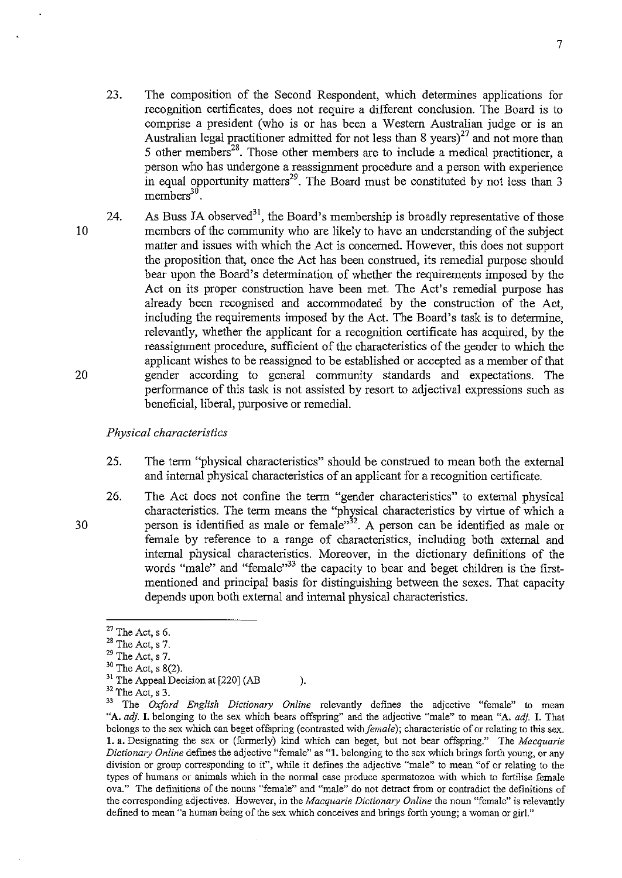23. The composition of the Second Respondent, which determines applications for recognition certificates, does not require a different conclusion. The Board is to comprise a president (who is or has been a Western Australian judge or is an Australian legal practitioner admitted for not less than 8 years)[27] and not more than 5 other members[28]. Those other members are to include a medical practitioner, a person who has undergone a reassignment procedure and a person with experience in equal opportunity matters[29]. The Board must be constituted by not less than 3 members[30].

24. As Buss JA observed[31], the Board's membership is broadly representative of those members of the community who are likely to have an understanding of the subject matter and issues with which the Act is concerned. However, this does not support the proposition that, once the Act has been construed, its remedial purpose should bear upon the Board's determination of whether the requirements imposed by the Act on its proper construction have been met. The Act's remedial purpose has already been recognised and accommodated by the construction of the Act, including the requirements imposed by the Act. The Board's task is to determine, relevantly, whether the applicant for a recognition certificate has acquired, by the reassignment procedure, sufficient of the characteristics of the gender to which the applicant wishes to be reassigned to be established or accepted as a member of that gender according to general community standards and expectations. The performance of this task is not assisted by resort to adjectival expressions such as beneficial, liberal, purposive or remedial.

*Physical characteristics*

25. The term "physical characteristics" should be construed to mean both the external and internal physical characteristics of an applicant for a recognition certificate.

26. The Act does not confine the term "gender characteristics" to external physical characteristics. The term means the "physical characteristics by virtue of which a person is identified as male or female"[32]. A person can be identified as male or female by reference to a range of characteristics, including both external and internal physical characteristics. Moreover, in the dictionary definitions of the words "male" and "female"[33] the capacity to bear and beget children is the first-mentioned and principal basis for distinguishing between the sexes. That capacity depends upon both external and internal physical characteristics.

---

[27] The Act, s 6.

[28] The Act, s 7.

[29] The Act, s 7.

[30] The Act, s 8(2).

[31] The Appeal Decision at [220] (AB ).

[32] The Act, s 3.

[33] The *Oxford English Dictionary Online* relevantly defines the adjective "female" to mean "**A.** *adj.* **I.** belonging to the sex which bears offspring" and the adjective "male" to mean "**A.** *adj.* **I.** That belongs to the sex which can beget offspring (contrasted with *female*); characteristic of or relating to this sex. **1. a.** Designating the sex or (formerly) kind which can beget, but not bear offspring." The *Macquarie Dictionary Online* defines the adjective "female" as "**1.** belonging to the sex which brings forth young, or any division or group corresponding to it", while it defines the adjective "male" to mean "of or relating to the types of humans or animals which in the normal case produce spermatozoa with which to fertilise female ova." The definitions of the nouns "female" and "male" do not detract from or contradict the definitions of the corresponding adjectives. However, in the *Macquarie Dictionary Online* the noun "female" is relevantly defined to mean "a human being of the sex which conceives and brings forth young; a woman or girl."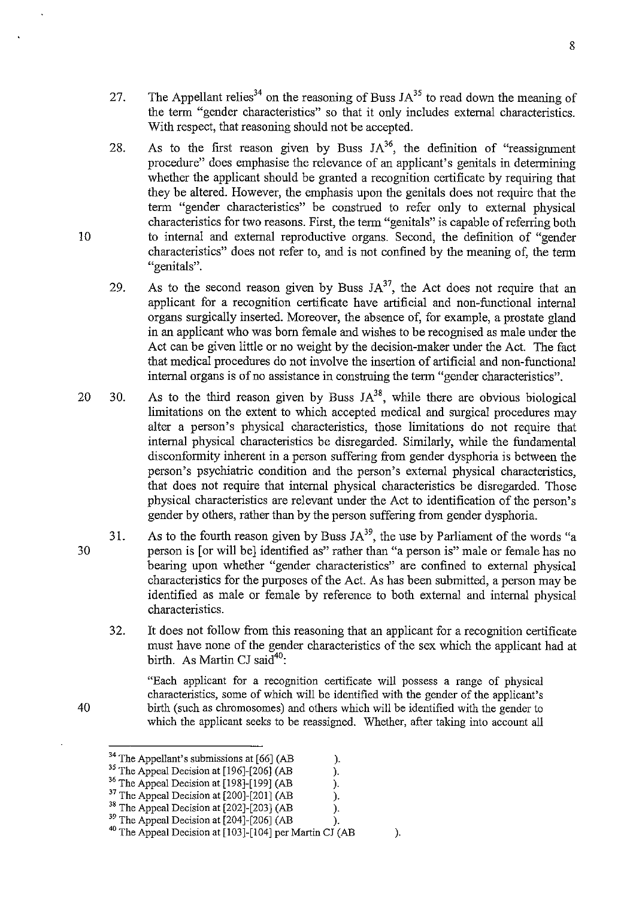27. The Appellant relies[34] on the reasoning of Buss JA[35] to read down the meaning of the term "gender characteristics" so that it only includes external characteristics. With respect, that reasoning should not be accepted.

28. As to the first reason given by Buss JA[36], the definition of "reassignment procedure" does emphasise the relevance of an applicant's genitals in determining whether the applicant should be granted a recognition certificate by requiring that they be altered. However, the emphasis upon the genitals does not require that the term "gender characteristics" be construed to refer only to external physical characteristics for two reasons. First, the term "genitals" is capable of referring both to internal and external reproductive organs. Second, the definition of "gender characteristics" does not refer to, and is not confined by the meaning of, the term "genitals".

29. As to the second reason given by Buss JA[37], the Act does not require that an applicant for a recognition certificate have artificial and non-functional internal organs surgically inserted. Moreover, the absence of, for example, a prostate gland in an applicant who was born female and wishes to be recognised as male under the Act can be given little or no weight by the decision-maker under the Act. The fact that medical procedures do not involve the insertion of artificial and non-functional internal organs is of no assistance in construing the term "gender characteristics".

30. As to the third reason given by Buss JA[38], while there are obvious biological limitations on the extent to which accepted medical and surgical procedures may alter a person's physical characteristics, those limitations do not require that internal physical characteristics be disregarded. Similarly, while the fundamental disconformity inherent in a person suffering from gender dysphoria is between the person's psychiatric condition and the person's external physical characteristics, that does not require that internal physical characteristics be disregarded. Those physical characteristics are relevant under the Act to identification of the person's gender by others, rather than by the person suffering from gender dysphoria.

31. As to the fourth reason given by Buss JA[39], the use by Parliament of the words "a person is [or will be] identified as" rather than "a person is" male or female has no bearing upon whether "gender characteristics" are confined to external physical characteristics for the purposes of the Act. As has been submitted, a person may be identified as male or female by reference to both external and internal physical characteristics.

32. It does not follow from this reasoning that an applicant for a recognition certificate must have none of the gender characteristics of the sex which the applicant had at birth. As Martin CJ said[40]:

> "Each applicant for a recognition certificate will possess a range of physical characteristics, some of which will be identified with the gender of the applicant's birth (such as chromosomes) and others which will be identified with the gender to which the applicant seeks to be reassigned. Whether, after taking into account all

---

[34] The Appellant's submissions at [66] (AB ).
[35] The Appeal Decision at [196]-[206] (AB ).
[36] The Appeal Decision at [198]-[199] (AB ).
[37] The Appeal Decision at [200]-[201] (AB ).
[38] The Appeal Decision at [202]-[203] (AB ).
[39] The Appeal Decision at [204]-[206] (AB ).
[40] The Appeal Decision at [103]-[104] per Martin CJ (AB ).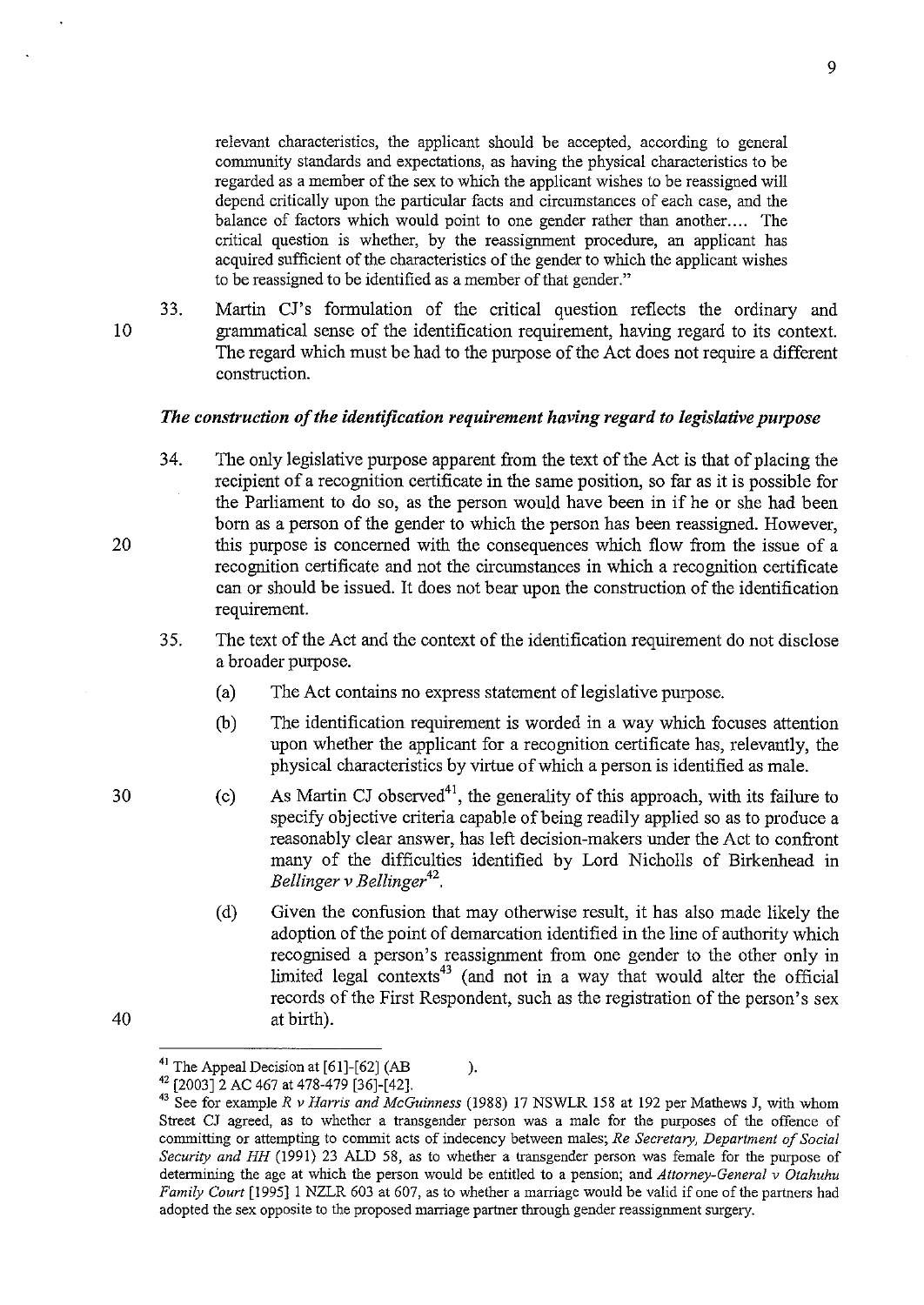> relevant characteristics, the applicant should be accepted, according to general community standards and expectations, as having the physical characteristics to be regarded as a member of the sex to which the applicant wishes to be reassigned will depend critically upon the particular facts and circumstances of each case, and the balance of factors which would point to one gender rather than another.... The critical question is whether, by the reassignment procedure, an applicant has acquired sufficient of the characteristics of the gender to which the applicant wishes to be reassigned to be identified as a member of that gender."

33. Martin CJ's formulation of the critical question reflects the ordinary and grammatical sense of the identification requirement, having regard to its context. The regard which must be had to the purpose of the Act does not require a different construction.

***The construction of the identification requirement having regard to legislative purpose***

34. The only legislative purpose apparent from the text of the Act is that of placing the recipient of a recognition certificate in the same position, so far as it is possible for the Parliament to do so, as the person would have been in if he or she had been born as a person of the gender to which the person has been reassigned. However, this purpose is concerned with the consequences which flow from the issue of a recognition certificate and not the circumstances in which a recognition certificate can or should be issued. It does not bear upon the construction of the identification requirement.

35. The text of the Act and the context of the identification requirement do not disclose a broader purpose.

    (a) The Act contains no express statement of legislative purpose.

    (b) The identification requirement is worded in a way which focuses attention upon whether the applicant for a recognition certificate has, relevantly, the physical characteristics by virtue of which a person is identified as male.

    (c) As Martin CJ observed[41], the generality of this approach, with its failure to specify objective criteria capable of being readily applied so as to produce a reasonably clear answer, has left decision-makers under the Act to confront many of the difficulties identified by Lord Nicholls of Birkenhead in *Bellinger v Bellinger*[42].

    (d) Given the confusion that may otherwise result, it has also made likely the adoption of the point of demarcation identified in the line of authority which recognised a person's reassignment from one gender to the other only in limited legal contexts[43] (and not in a way that would alter the official records of the First Respondent, such as the registration of the person's sex at birth).

---

[41] The Appeal Decision at [61]-[62] (AB ).

[42] [2003] 2 AC 467 at 478-479 [36]-[42].

[43] See for example *R v Harris and McGuinness* (1988) 17 NSWLR 158 at 192 per Mathews J, with whom Street CJ agreed, as to whether a transgender person was a male for the purposes of the offence of committing or attempting to commit acts of indecency between males; *Re Secretary, Department of Social Security and HH* (1991) 23 ALD 58, as to whether a transgender person was female for the purpose of determining the age at which the person would be entitled to a pension; and *Attorney-General v Otahuhu Family Court* [1995] 1 NZLR 603 at 607, as to whether a marriage would be valid if one of the partners had adopted the sex opposite to the proposed marriage partner through gender reassignment surgery.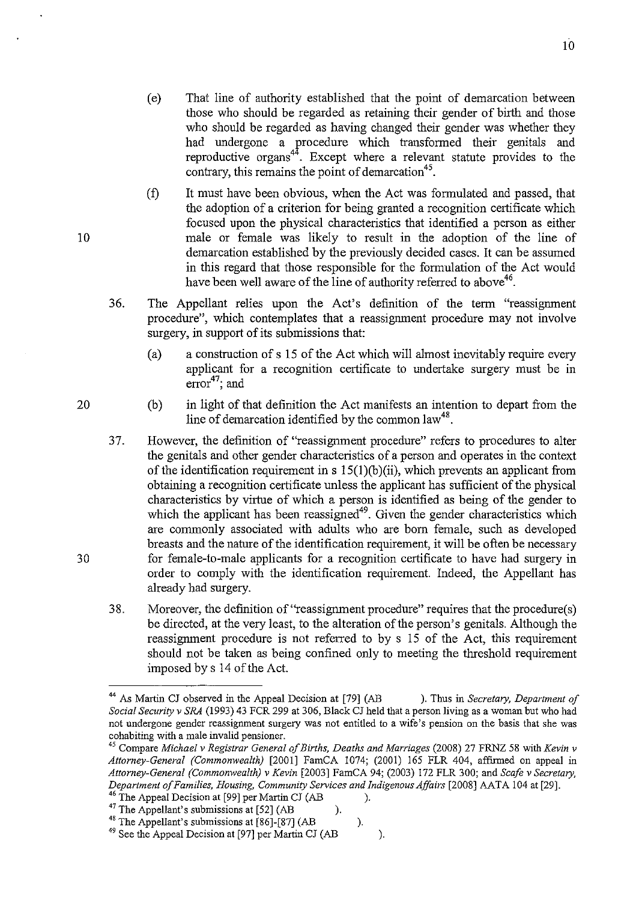(e) That line of authority established that the point of demarcation between those who should be regarded as retaining their gender of birth and those who should be regarded as having changed their gender was whether they had undergone a procedure which transformed their genitals and reproductive organs[44]. Except where a relevant statute provides to the contrary, this remains the point of demarcation[45].

(f) It must have been obvious, when the Act was formulated and passed, that the adoption of a criterion for being granted a recognition certificate which focused upon the physical characteristics that identified a person as either male or female was likely to result in the adoption of the line of demarcation established by the previously decided cases. It can be assumed in this regard that those responsible for the formulation of the Act would have been well aware of the line of authority referred to above[46].

36. The Appellant relies upon the Act's definition of the term "reassignment procedure", which contemplates that a reassignment procedure may not involve surgery, in support of its submissions that:

(a) a construction of s 15 of the Act which will almost inevitably require every applicant for a recognition certificate to undertake surgery must be in error[47]; and

(b) in light of that definition the Act manifests an intention to depart from the line of demarcation identified by the common law[48].

37. However, the definition of "reassignment procedure" refers to procedures to alter the genitals and other gender characteristics of a person and operates in the context of the identification requirement in s 15(1)(b)(ii), which prevents an applicant from obtaining a recognition certificate unless the applicant has sufficient of the physical characteristics by virtue of which a person is identified as being of the gender to which the applicant has been reassigned[49]. Given the gender characteristics which are commonly associated with adults who are born female, such as developed breasts and the nature of the identification requirement, it will be often be necessary for female-to-male applicants for a recognition certificate to have had surgery in order to comply with the identification requirement. Indeed, the Appellant has already had surgery.

38. Moreover, the definition of "reassignment procedure" requires that the procedure(s) be directed, at the very least, to the alteration of the person's genitals. Although the reassignment procedure is not referred to by s 15 of the Act, this requirement should not be taken as being confined only to meeting the threshold requirement imposed by s 14 of the Act.

---

[44] As Martin CJ observed in the Appeal Decision at [79] (AB ). Thus in *Secretary, Department of Social Security v SRA* (1993) 43 FCR 299 at 306, Black CJ held that a person living as a woman but who had not undergone gender reassignment surgery was not entitled to a wife's pension on the basis that she was cohabiting with a male invalid pensioner.

[45] Compare *Michael v Registrar General of Births, Deaths and Marriages* (2008) 27 FRNZ 58 with *Kevin v Attorney-General (Commonwealth)* [2001] FamCA 1074; (2001) 165 FLR 404, affirmed on appeal in *Attorney-General (Commonwealth) v Kevin* [2003] FamCA 94; (2003) 172 FLR 300; and *Scafe v Secretary, Department of Families, Housing, Community Services and Indigenous Affairs* [2008] AATA 104 at [29].

[46] The Appeal Decision at [99] per Martin CJ (AB ).

[47] The Appellant's submissions at [52] (AB ).

[48] The Appellant's submissions at [86]-[87] (AB ).

[49] See the Appeal Decision at [97] per Martin CJ (AB ).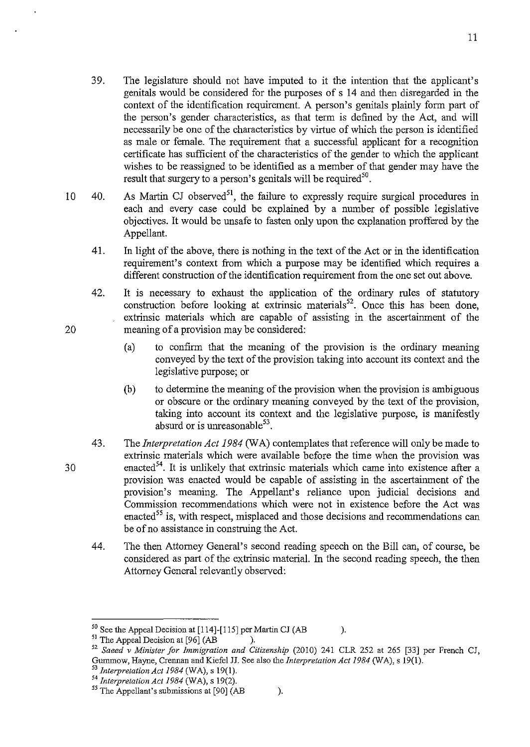39. The legislature should not have imputed to it the intention that the applicant's genitals would be considered for the purposes of s 14 and then disregarded in the context of the identification requirement. A person's genitals plainly form part of the person's gender characteristics, as that term is defined by the Act, and will necessarily be one of the characteristics by virtue of which the person is identified as male or female. The requirement that a successful applicant for a recognition certificate has sufficient of the characteristics of the gender to which the applicant wishes to be reassigned to be identified as a member of that gender may have the result that surgery to a person's genitals will be required[50].

40. As Martin CJ observed[51], the failure to expressly require surgical procedures in each and every case could be explained by a number of possible legislative objectives. It would be unsafe to fasten only upon the explanation proffered by the Appellant.

41. In light of the above, there is nothing in the text of the Act or in the identification requirement's context from which a purpose may be identified which requires a different construction of the identification requirement from the one set out above.

42. It is necessary to exhaust the application of the ordinary rules of statutory construction before looking at extrinsic materials[52]. Once this has been done, extrinsic materials which are capable of assisting in the ascertainment of the meaning of a provision may be considered:

    (a) to confirm that the meaning of the provision is the ordinary meaning conveyed by the text of the provision taking into account its context and the legislative purpose; or

    (b) to determine the meaning of the provision when the provision is ambiguous or obscure or the ordinary meaning conveyed by the text of the provision, taking into account its context and the legislative purpose, is manifestly absurd or is unreasonable[53].

43. The *Interpretation Act 1984* (WA) contemplates that reference will only be made to extrinsic materials which were available before the time when the provision was enacted[54]. It is unlikely that extrinsic materials which came into existence after a provision was enacted would be capable of assisting in the ascertainment of the provision's meaning. The Appellant's reliance upon judicial decisions and Commission recommendations which were not in existence before the Act was enacted[55] is, with respect, misplaced and those decisions and recommendations can be of no assistance in construing the Act.

44. The then Attorney General's second reading speech on the Bill can, of course, be considered as part of the extrinsic material. In the second reading speech, the then Attorney General relevantly observed:

---

[50] See the Appeal Decision at [114]-[115] per Martin CJ (AB ).

[51] The Appeal Decision at [96] (AB ).

[52] *Saeed v Minister for Immigration and Citizenship* (2010) 241 CLR 252 at 265 [33] per French CJ, Gummow, Hayne, Crennan and Kiefel JJ. See also the *Interpretation Act 1984* (WA), s 19(1).

[53] *Interpretation Act 1984* (WA), s 19(1).

[54] *Interpretation Act 1984* (WA), s 19(2).

[55] The Appellant's submissions at [90] (AB ).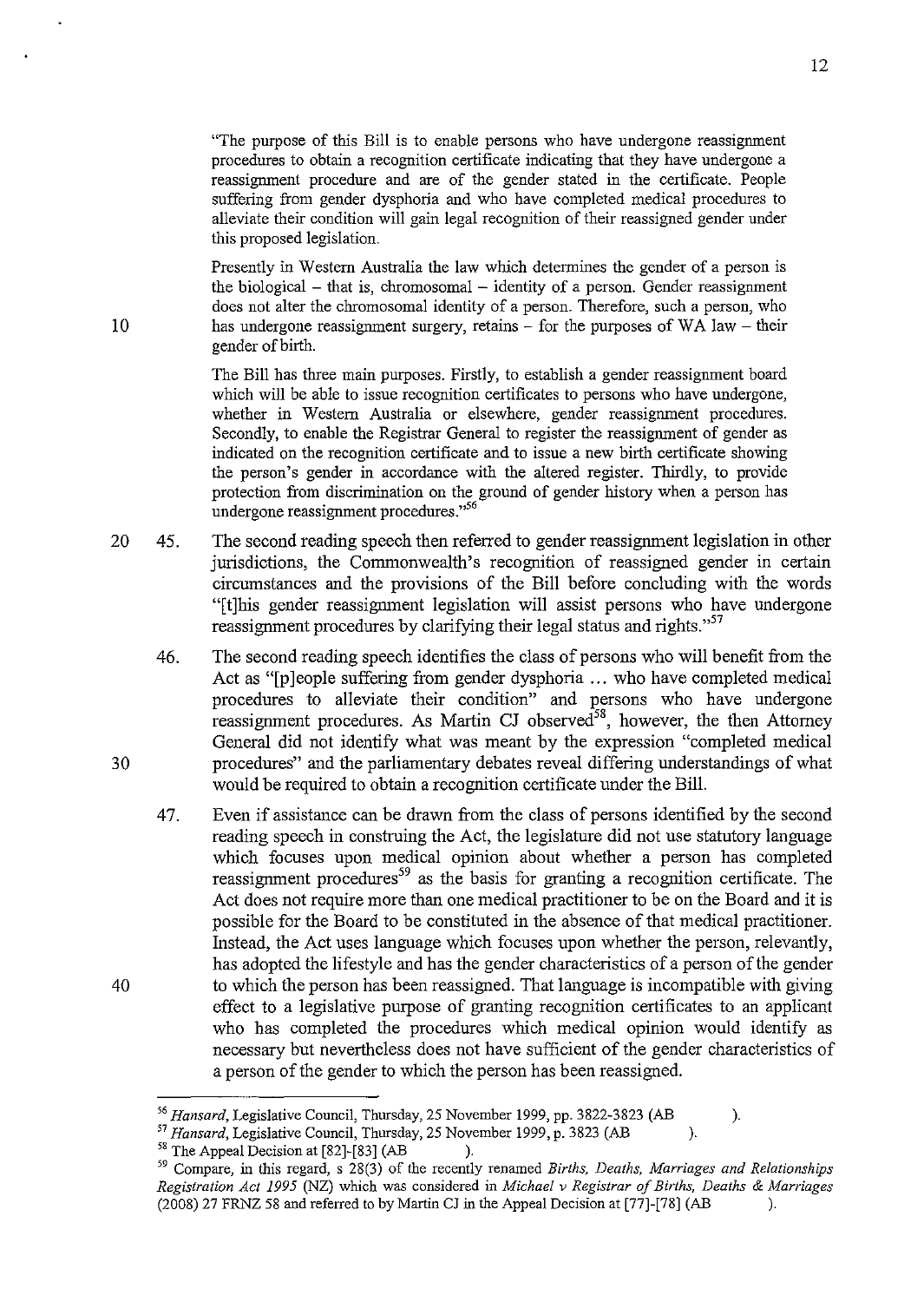"The purpose of this Bill is to enable persons who have undergone reassignment procedures to obtain a recognition certificate indicating that they have undergone a reassignment procedure and are of the gender stated in the certificate. People suffering from gender dysphoria and who have completed medical procedures to alleviate their condition will gain legal recognition of their reassigned gender under this proposed legislation.

Presently in Western Australia the law which determines the gender of a person is the biological – that is, chromosomal – identity of a person. Gender reassignment does not alter the chromosomal identity of a person. Therefore, such a person, who has undergone reassignment surgery, retains – for the purposes of WA law – their gender of birth.

The Bill has three main purposes. Firstly, to establish a gender reassignment board which will be able to issue recognition certificates to persons who have undergone, whether in Western Australia or elsewhere, gender reassignment procedures. Secondly, to enable the Registrar General to register the reassignment of gender as indicated on the recognition certificate and to issue a new birth certificate showing the person's gender in accordance with the altered register. Thirdly, to provide protection from discrimination on the ground of gender history when a person has undergone reassignment procedures."[56]

45. The second reading speech then referred to gender reassignment legislation in other jurisdictions, the Commonwealth's recognition of reassigned gender in certain circumstances and the provisions of the Bill before concluding with the words "[t]his gender reassignment legislation will assist persons who have undergone reassignment procedures by clarifying their legal status and rights."[57]

46. The second reading speech identifies the class of persons who will benefit from the Act as "[p]eople suffering from gender dysphoria ... who have completed medical procedures to alleviate their condition" and persons who have undergone reassignment procedures. As Martin CJ observed[58], however, the then Attorney General did not identify what was meant by the expression "completed medical procedures" and the parliamentary debates reveal differing understandings of what would be required to obtain a recognition certificate under the Bill.

47. Even if assistance can be drawn from the class of persons identified by the second reading speech in construing the Act, the legislature did not use statutory language which focuses upon medical opinion about whether a person has completed reassignment procedures[59] as the basis for granting a recognition certificate. The Act does not require more than one medical practitioner to be on the Board and it is possible for the Board to be constituted in the absence of that medical practitioner. Instead, the Act uses language which focuses upon whether the person, relevantly, has adopted the lifestyle and has the gender characteristics of a person of the gender to which the person has been reassigned. That language is incompatible with giving effect to a legislative purpose of granting recognition certificates to an applicant who has completed the procedures which medical opinion would identify as necessary but nevertheless does not have sufficient of the gender characteristics of a person of the gender to which the person has been reassigned.

---

[56] *Hansard*, Legislative Council, Thursday, 25 November 1999, pp. 3822-3823 (AB ).

[57] *Hansard*, Legislative Council, Thursday, 25 November 1999, p. 3823 (AB ).

[58] The Appeal Decision at [82]-[83] (AB ).

[59] Compare, in this regard, s 28(3) of the recently renamed *Births, Deaths, Marriages and Relationships Registration Act 1995* (NZ) which was considered in *Michael v Registrar of Births, Deaths & Marriages* (2008) 27 FRNZ 58 and referred to by Martin CJ in the Appeal Decision at [77]-[78] (AB ).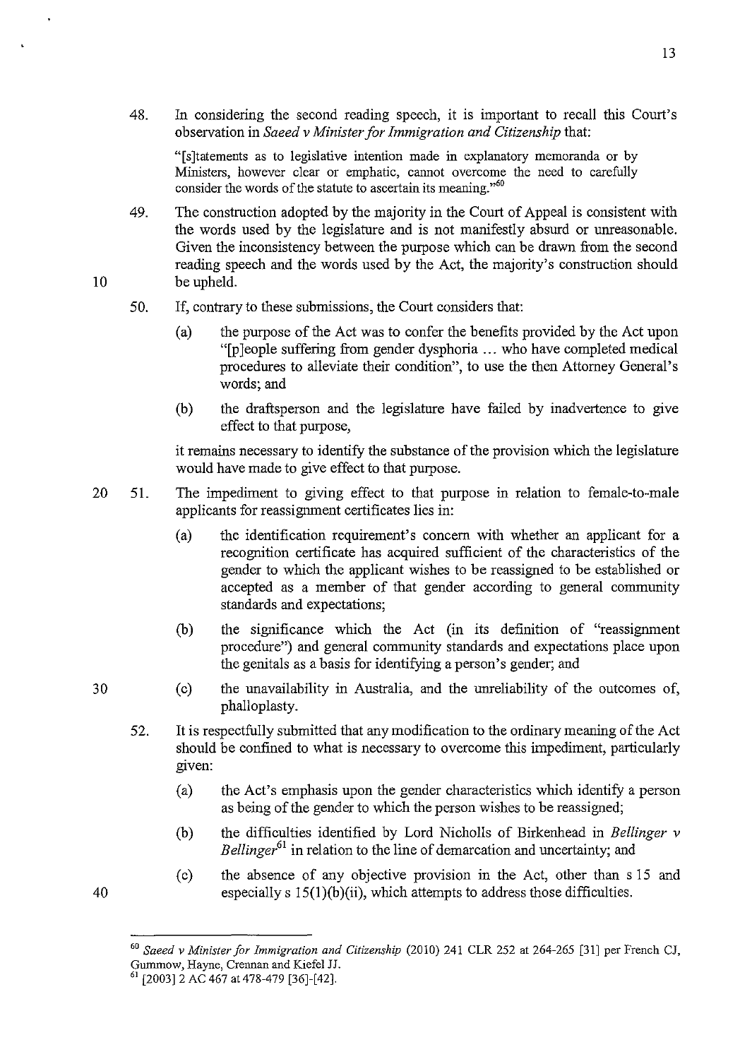48. In considering the second reading speech, it is important to recall this Court's observation in *Saeed v Minister for Immigration and Citizenship* that:

> "[s]tatements as to legislative intention made in explanatory memoranda or by Ministers, however clear or emphatic, cannot overcome the need to carefully consider the words of the statute to ascertain its meaning."[60]

49. The construction adopted by the majority in the Court of Appeal is consistent with the words used by the legislature and is not manifestly absurd or unreasonable. Given the inconsistency between the purpose which can be drawn from the second reading speech and the words used by the Act, the majority's construction should be upheld.

50. If, contrary to these submissions, the Court considers that:

    (a) the purpose of the Act was to confer the benefits provided by the Act upon "[p]eople suffering from gender dysphoria ... who have completed medical procedures to alleviate their condition", to use the then Attorney General's words; and

    (b) the draftsperson and the legislature have failed by inadvertence to give effect to that purpose,

    it remains necessary to identify the substance of the provision which the legislature would have made to give effect to that purpose.

51. The impediment to giving effect to that purpose in relation to female-to-male applicants for reassignment certificates lies in:

    (a) the identification requirement's concern with whether an applicant for a recognition certificate has acquired sufficient of the characteristics of the gender to which the applicant wishes to be reassigned to be established or accepted as a member of that gender according to general community standards and expectations;

    (b) the significance which the Act (in its definition of "reassignment procedure") and general community standards and expectations place upon the genitals as a basis for identifying a person's gender; and

    (c) the unavailability in Australia, and the unreliability of the outcomes of, phalloplasty.

52. It is respectfully submitted that any modification to the ordinary meaning of the Act should be confined to what is necessary to overcome this impediment, particularly given:

    (a) the Act's emphasis upon the gender characteristics which identify a person as being of the gender to which the person wishes to be reassigned;

    (b) the difficulties identified by Lord Nicholls of Birkenhead in *Bellinger v Bellinger*[61] in relation to the line of demarcation and uncertainty; and

    (c) the absence of any objective provision in the Act, other than s 15 and especially s 15(1)(b)(ii), which attempts to address those difficulties.

---

[60] *Saeed v Minister for Immigration and Citizenship* (2010) 241 CLR 252 at 264-265 [31] per French CJ, Gummow, Hayne, Crennan and Kiefel JJ.

[61] [2003] 2 AC 467 at 478-479 [36]-[42].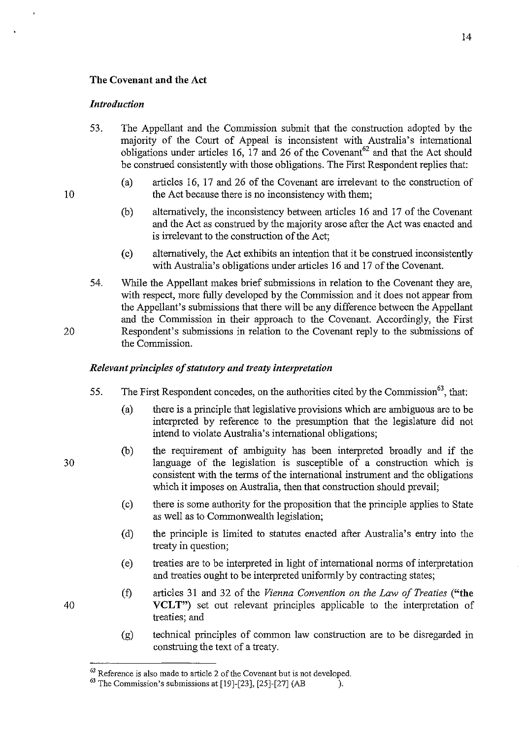**The Covenant and the Act**

*Introduction*

53. The Appellant and the Commission submit that the construction adopted by the majority of the Court of Appeal is inconsistent with Australia's international obligations under articles 16, 17 and 26 of the Covenant[62] and that the Act should be construed consistently with those obligations. The First Respondent replies that:

    (a) articles 16, 17 and 26 of the Covenant are irrelevant to the construction of the Act because there is no inconsistency with them;

    (b) alternatively, the inconsistency between articles 16 and 17 of the Covenant and the Act as construed by the majority arose after the Act was enacted and is irrelevant to the construction of the Act;

    (c) alternatively, the Act exhibits an intention that it be construed inconsistently with Australia's obligations under articles 16 and 17 of the Covenant.

54. While the Appellant makes brief submissions in relation to the Covenant they are, with respect, more fully developed by the Commission and it does not appear from the Appellant's submissions that there will be any difference between the Appellant and the Commission in their approach to the Covenant. Accordingly, the First Respondent's submissions in relation to the Covenant reply to the submissions of the Commission.

*Relevant principles of statutory and treaty interpretation*

55. The First Respondent concedes, on the authorities cited by the Commission[63], that:

    (a) there is a principle that legislative provisions which are ambiguous are to be interpreted by reference to the presumption that the legislature did not intend to violate Australia's international obligations;

    (b) the requirement of ambiguity has been interpreted broadly and if the language of the legislation is susceptible of a construction which is consistent with the terms of the international instrument and the obligations which it imposes on Australia, then that construction should prevail;

    (c) there is some authority for the proposition that the principle applies to State as well as to Commonwealth legislation;

    (d) the principle is limited to statutes enacted after Australia's entry into the treaty in question;

    (e) treaties are to be interpreted in light of international norms of interpretation and treaties ought to be interpreted uniformly by contracting states;

    (f) articles 31 and 32 of the *Vienna Convention on the Law of Treaties* (**"the VCLT"**) set out relevant principles applicable to the interpretation of treaties; and

    (g) technical principles of common law construction are to be disregarded in construing the text of a treaty.

---

[62] Reference is also made to article 2 of the Covenant but is not developed.

[63] The Commission's submissions at [19]-[23], [25]-[27] (AB ).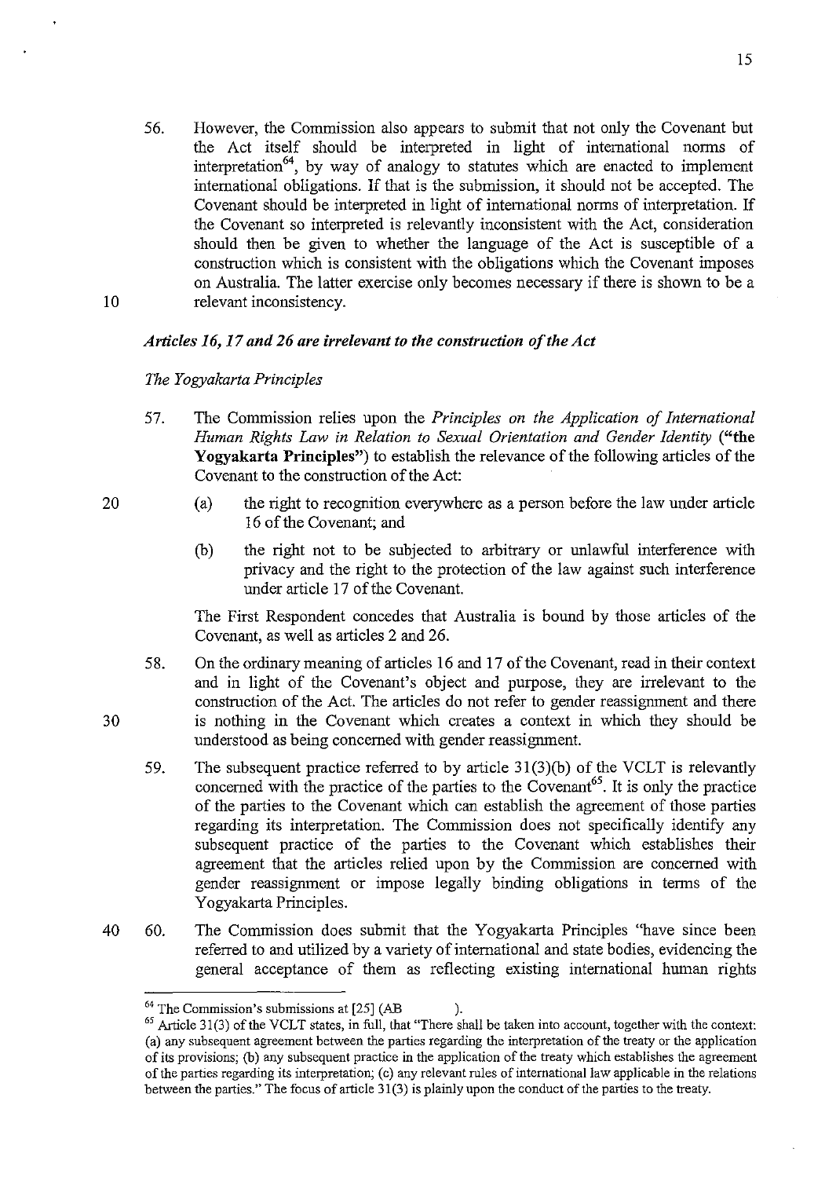56. However, the Commission also appears to submit that not only the Covenant but the Act itself should be interpreted in light of international norms of interpretation[64], by way of analogy to statutes which are enacted to implement international obligations. If that is the submission, it should not be accepted. The Covenant should be interpreted in light of international norms of interpretation. If the Covenant so interpreted is relevantly inconsistent with the Act, consideration should then be given to whether the language of the Act is susceptible of a construction which is consistent with the obligations which the Covenant imposes on Australia. The latter exercise only becomes necessary if there is shown to be a relevant inconsistency.

***Articles 16, 17 and 26 are irrelevant to the construction of the Act***

*The Yogyakarta Principles*

57. The Commission relies upon the *Principles on the Application of International Human Rights Law in Relation to Sexual Orientation and Gender Identity* (**"the Yogyakarta Principles"**) to establish the relevance of the following articles of the Covenant to the construction of the Act:

    (a) the right to recognition everywhere as a person before the law under article 16 of the Covenant; and

    (b) the right not to be subjected to arbitrary or unlawful interference with privacy and the right to the protection of the law against such interference under article 17 of the Covenant.

    The First Respondent concedes that Australia is bound by those articles of the Covenant, as well as articles 2 and 26.

58. On the ordinary meaning of articles 16 and 17 of the Covenant, read in their context and in light of the Covenant's object and purpose, they are irrelevant to the construction of the Act. The articles do not refer to gender reassignment and there is nothing in the Covenant which creates a context in which they should be understood as being concerned with gender reassignment.

59. The subsequent practice referred to by article 31(3)(b) of the VCLT is relevantly concerned with the practice of the parties to the Covenant[65]. It is only the practice of the parties to the Covenant which can establish the agreement of those parties regarding its interpretation. The Commission does not specifically identify any subsequent practice of the parties to the Covenant which establishes their agreement that the articles relied upon by the Commission are concerned with gender reassignment or impose legally binding obligations in terms of the Yogyakarta Principles.

60. The Commission does submit that the Yogyakarta Principles "have since been referred to and utilized by a variety of international and state bodies, evidencing the general acceptance of them as reflecting existing international human rights

---

[64] The Commission's submissions at [25] (AB ).

[65] Article 31(3) of the VCLT states, in full, that "There shall be taken into account, together with the context: (a) any subsequent agreement between the parties regarding the interpretation of the treaty or the application of its provisions; (b) any subsequent practice in the application of the treaty which establishes the agreement of the parties regarding its interpretation; (c) any relevant rules of international law applicable in the relations between the parties." The focus of article 31(3) is plainly upon the conduct of the parties to the treaty.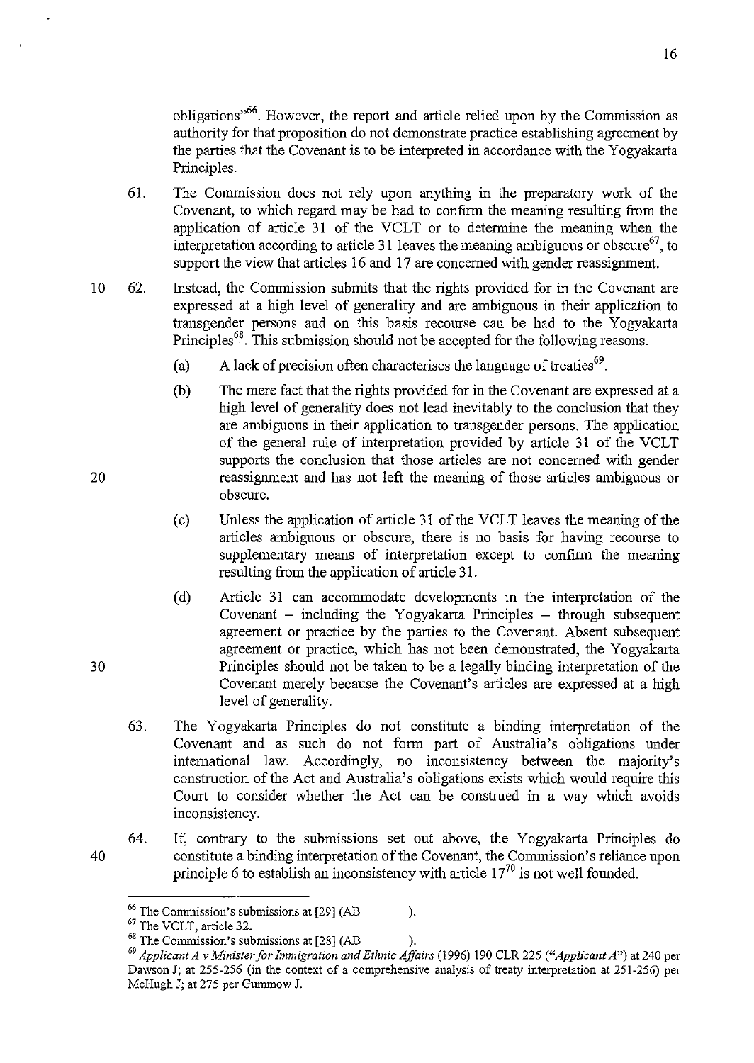obligations"[66]. However, the report and article relied upon by the Commission as authority for that proposition do not demonstrate practice establishing agreement by the parties that the Covenant is to be interpreted in accordance with the Yogyakarta Principles.

61. The Commission does not rely upon anything in the preparatory work of the Covenant, to which regard may be had to confirm the meaning resulting from the application of article 31 of the VCLT or to determine the meaning when the interpretation according to article 31 leaves the meaning ambiguous or obscure[67], to support the view that articles 16 and 17 are concerned with gender reassignment.

62. Instead, the Commission submits that the rights provided for in the Covenant are expressed at a high level of generality and are ambiguous in their application to transgender persons and on this basis recourse can be had to the Yogyakarta Principles[68]. This submission should not be accepted for the following reasons.

    (a) A lack of precision often characterises the language of treaties[69].

    (b) The mere fact that the rights provided for in the Covenant are expressed at a high level of generality does not lead inevitably to the conclusion that they are ambiguous in their application to transgender persons. The application of the general rule of interpretation provided by article 31 of the VCLT supports the conclusion that those articles are not concerned with gender reassignment and has not left the meaning of those articles ambiguous or obscure.

    (c) Unless the application of article 31 of the VCLT leaves the meaning of the articles ambiguous or obscure, there is no basis for having recourse to supplementary means of interpretation except to confirm the meaning resulting from the application of article 31.

    (d) Article 31 can accommodate developments in the interpretation of the Covenant – including the Yogyakarta Principles – through subsequent agreement or practice by the parties to the Covenant. Absent subsequent agreement or practice, which has not been demonstrated, the Yogyakarta Principles should not be taken to be a legally binding interpretation of the Covenant merely because the Covenant's articles are expressed at a high level of generality.

63. The Yogyakarta Principles do not constitute a binding interpretation of the Covenant and as such do not form part of Australia's obligations under international law. Accordingly, no inconsistency between the majority's construction of the Act and Australia's obligations exists which would require this Court to consider whether the Act can be construed in a way which avoids inconsistency.

64. If, contrary to the submissions set out above, the Yogyakarta Principles do constitute a binding interpretation of the Covenant, the Commission's reliance upon principle 6 to establish an inconsistency with article 17[70] is not well founded.

---

[66] The Commission's submissions at [29] (AB ).

[67] The VCLT, article 32.

[68] The Commission's submissions at [28] (AB ).

[69] *Applicant A v Minister for Immigration and Ethnic Affairs* (1996) 190 CLR 225 (*"Applicant A"*) at 240 per Dawson J; at 255-256 (in the context of a comprehensive analysis of treaty interpretation at 251-256) per McHugh J; at 275 per Gummow J.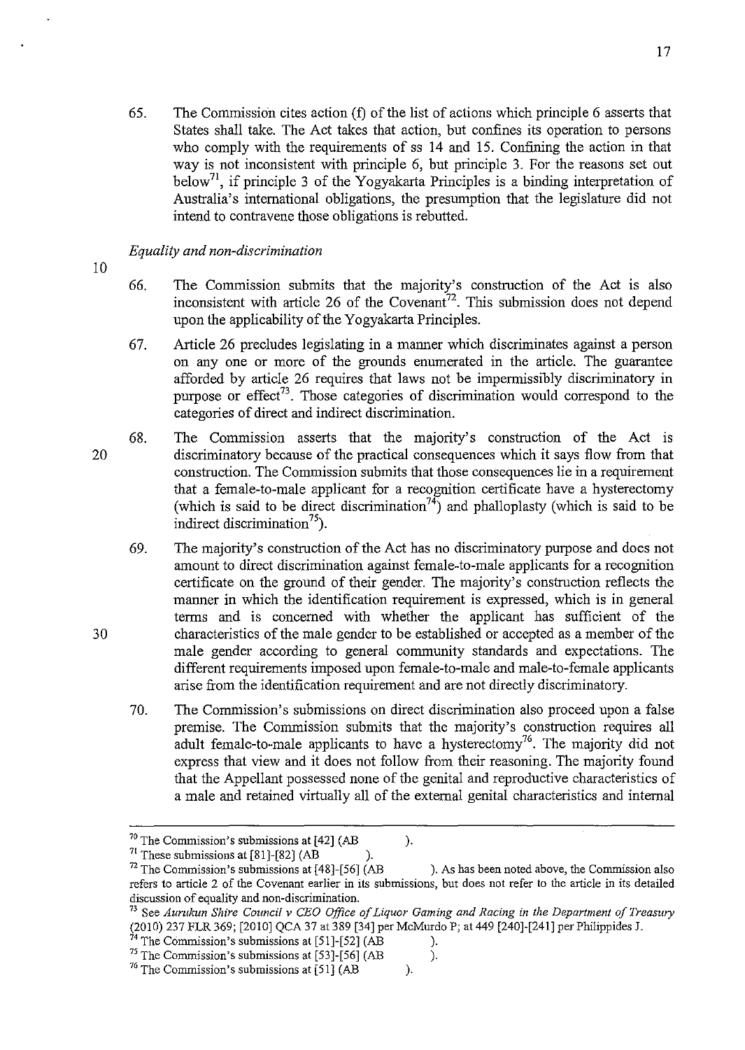65. The Commission cites action (f) of the list of actions which principle 6 asserts that States shall take. The Act takes that action, but confines its operation to persons who comply with the requirements of ss 14 and 15. Confining the action in that way is not inconsistent with principle 6, but principle 3. For the reasons set out below[71], if principle 3 of the Yogyakarta Principles is a binding interpretation of Australia's international obligations, the presumption that the legislature did not intend to contravene those obligations is rebutted.

*Equality and non-discrimination*

66. The Commission submits that the majority's construction of the Act is also inconsistent with article 26 of the Covenant[72]. This submission does not depend upon the applicability of the Yogyakarta Principles.

67. Article 26 precludes legislating in a manner which discriminates against a person on any one or more of the grounds enumerated in the article. The guarantee afforded by article 26 requires that laws not be impermissibly discriminatory in purpose or effect[73]. Those categories of discrimination would correspond to the categories of direct and indirect discrimination.

68. The Commission asserts that the majority's construction of the Act is discriminatory because of the practical consequences which it says flow from that construction. The Commission submits that those consequences lie in a requirement that a female-to-male applicant for a recognition certificate have a hysterectomy (which is said to be direct discrimination[74]) and phalloplasty (which is said to be indirect discrimination[75]).

69. The majority's construction of the Act has no discriminatory purpose and does not amount to direct discrimination against female-to-male applicants for a recognition certificate on the ground of their gender. The majority's construction reflects the manner in which the identification requirement is expressed, which is in general terms and is concerned with whether the applicant has sufficient of the characteristics of the male gender to be established or accepted as a member of the male gender according to general community standards and expectations. The different requirements imposed upon female-to-male and male-to-female applicants arise from the identification requirement and are not directly discriminatory.

70. The Commission's submissions on direct discrimination also proceed upon a false premise. The Commission submits that the majority's construction requires all adult female-to-male applicants to have a hysterectomy[76]. The majority did not express that view and it does not follow from their reasoning. The majority found that the Appellant possessed none of the genital and reproductive characteristics of a male and retained virtually all of the external genital characteristics and internal

---

[70] The Commission's submissions at [42] (AB ).

[71] These submissions at [81]-[82] (AB ).

[72] The Commission's submissions at [48]-[56] (AB ). As has been noted above, the Commission also refers to article 2 of the Covenant earlier in its submissions, but does not refer to the article in its detailed discussion of equality and non-discrimination.

[73] See *Aurukun Shire Council v CEO Office of Liquor Gaming and Racing in the Department of Treasury* (2010) 237 FLR 369; [2010] QCA 37 at 389 [34] per McMurdo P; at 449 [240]-[241] per Philippides J.

[74] The Commission's submissions at [51]-[52] (AB ).

[75] The Commission's submissions at [53]-[56] (AB ).

[76] The Commission's submissions at [51] (AB ).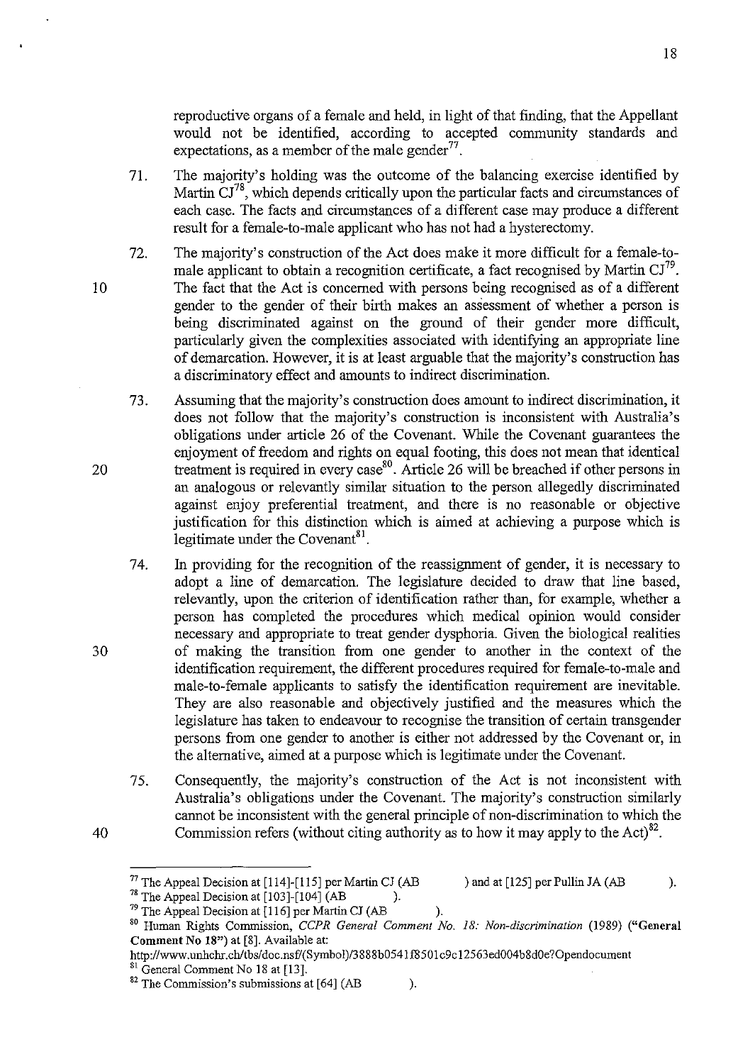reproductive organs of a female and held, in light of that finding, that the Appellant would not be identified, according to accepted community standards and expectations, as a member of the male gender[77].

71. The majority's holding was the outcome of the balancing exercise identified by Martin CJ[78], which depends critically upon the particular facts and circumstances of each case. The facts and circumstances of a different case may produce a different result for a female-to-male applicant who has not had a hysterectomy.

72. The majority's construction of the Act does make it more difficult for a female-to-male applicant to obtain a recognition certificate, a fact recognised by Martin CJ[79]. The fact that the Act is concerned with persons being recognised as of a different gender to the gender of their birth makes an assessment of whether a person is being discriminated against on the ground of their gender more difficult, particularly given the complexities associated with identifying an appropriate line of demarcation. However, it is at least arguable that the majority's construction has a discriminatory effect and amounts to indirect discrimination.

73. Assuming that the majority's construction does amount to indirect discrimination, it does not follow that the majority's construction is inconsistent with Australia's obligations under article 26 of the Covenant. While the Covenant guarantees the enjoyment of freedom and rights on equal footing, this does not mean that identical treatment is required in every case[80]. Article 26 will be breached if other persons in an analogous or relevantly similar situation to the person allegedly discriminated against enjoy preferential treatment, and there is no reasonable or objective justification for this distinction which is aimed at achieving a purpose which is legitimate under the Covenant[81].

74. In providing for the recognition of the reassignment of gender, it is necessary to adopt a line of demarcation. The legislature decided to draw that line based, relevantly, upon the criterion of identification rather than, for example, whether a person has completed the procedures which medical opinion would consider necessary and appropriate to treat gender dysphoria. Given the biological realities of making the transition from one gender to another in the context of the identification requirement, the different procedures required for female-to-male and male-to-female applicants to satisfy the identification requirement are inevitable. They are also reasonable and objectively justified and the measures which the legislature has taken to endeavour to recognise the transition of certain transgender persons from one gender to another is either not addressed by the Covenant or, in the alternative, aimed at a purpose which is legitimate under the Covenant.

75. Consequently, the majority's construction of the Act is not inconsistent with Australia's obligations under the Covenant. The majority's construction similarly cannot be inconsistent with the general principle of non-discrimination to which the Commission refers (without citing authority as to how it may apply to the Act)[82].

---

[77] The Appeal Decision at [114]-[115] per Martin CJ (AB ) and at [125] per Pullin JA (AB ).

[78] The Appeal Decision at [103]-[104] (AB ).

[79] The Appeal Decision at [116] per Martin CJ (AB ).

[80] Human Rights Commission, *CCPR General Comment No. 18: Non-discrimination* (1989) (**"General Comment No 18"**) at [8]. Available at: http://www.unhchr.ch/tbs/doc.nsf/(Symbol)/3888b0541f8501c9c12563ed004b8d0e?Opendocument

[81] General Comment No 18 at [13].

[82] The Commission's submissions at [64] (AB ).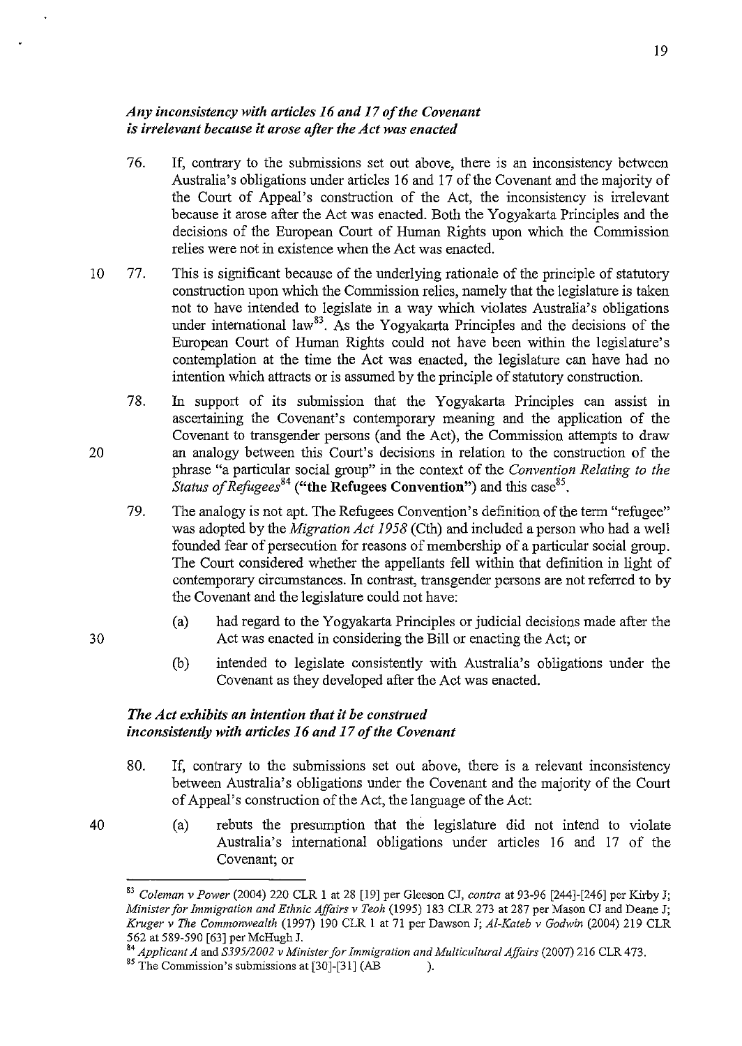### *Any inconsistency with articles 16 and 17 of the Covenant is irrelevant because it arose after the Act was enacted*

76. If, contrary to the submissions set out above, there is an inconsistency between Australia's obligations under articles 16 and 17 of the Covenant and the majority of the Court of Appeal's construction of the Act, the inconsistency is irrelevant because it arose after the Act was enacted. Both the Yogyakarta Principles and the decisions of the European Court of Human Rights upon which the Commission relies were not in existence when the Act was enacted.

77. This is significant because of the underlying rationale of the principle of statutory construction upon which the Commission relies, namely that the legislature is taken not to have intended to legislate in a way which violates Australia's obligations under international law[83]. As the Yogyakarta Principles and the decisions of the European Court of Human Rights could not have been within the legislature's contemplation at the time the Act was enacted, the legislature can have had no intention which attracts or is assumed by the principle of statutory construction.

78. In support of its submission that the Yogyakarta Principles can assist in ascertaining the Covenant's contemporary meaning and the application of the Covenant to transgender persons (and the Act), the Commission attempts to draw an analogy between this Court's decisions in relation to the construction of the phrase "a particular social group" in the context of the *Convention Relating to the Status of Refugees*[84] **("the Refugees Convention")** and this case[85].

79. The analogy is not apt. The Refugees Convention's definition of the term "refugee" was adopted by the *Migration Act 1958* (Cth) and included a person who had a well founded fear of persecution for reasons of membership of a particular social group. The Court considered whether the appellants fell within that definition in light of contemporary circumstances. In contrast, transgender persons are not referred to by the Covenant and the legislature could not have:

    (a) had regard to the Yogyakarta Principles or judicial decisions made after the Act was enacted in considering the Bill or enacting the Act; or

    (b) intended to legislate consistently with Australia's obligations under the Covenant as they developed after the Act was enacted.

### *The Act exhibits an intention that it be construed inconsistently with articles 16 and 17 of the Covenant*

80. If, contrary to the submissions set out above, there is a relevant inconsistency between Australia's obligations under the Covenant and the majority of the Court of Appeal's construction of the Act, the language of the Act:

    (a) rebuts the presumption that the legislature did not intend to violate Australia's international obligations under articles 16 and 17 of the Covenant; or

---

[83] *Coleman v Power* (2004) 220 CLR 1 at 28 [19] per Gleeson CJ, *contra* at 93-96 [244]-[246] per Kirby J; *Minister for Immigration and Ethnic Affairs v Teoh* (1995) 183 CLR 273 at 287 per Mason CJ and Deane J; *Kruger v The Commonwealth* (1997) 190 CLR 1 at 71 per Dawson J; *Al-Kateb v Godwin* (2004) 219 CLR 562 at 589-590 [63] per McHugh J.

[84] *Applicant A* and *S395/2002 v Minister for Immigration and Multicultural Affairs* (2007) 216 CLR 473.

[85] The Commission's submissions at [30]-[31] (AB ).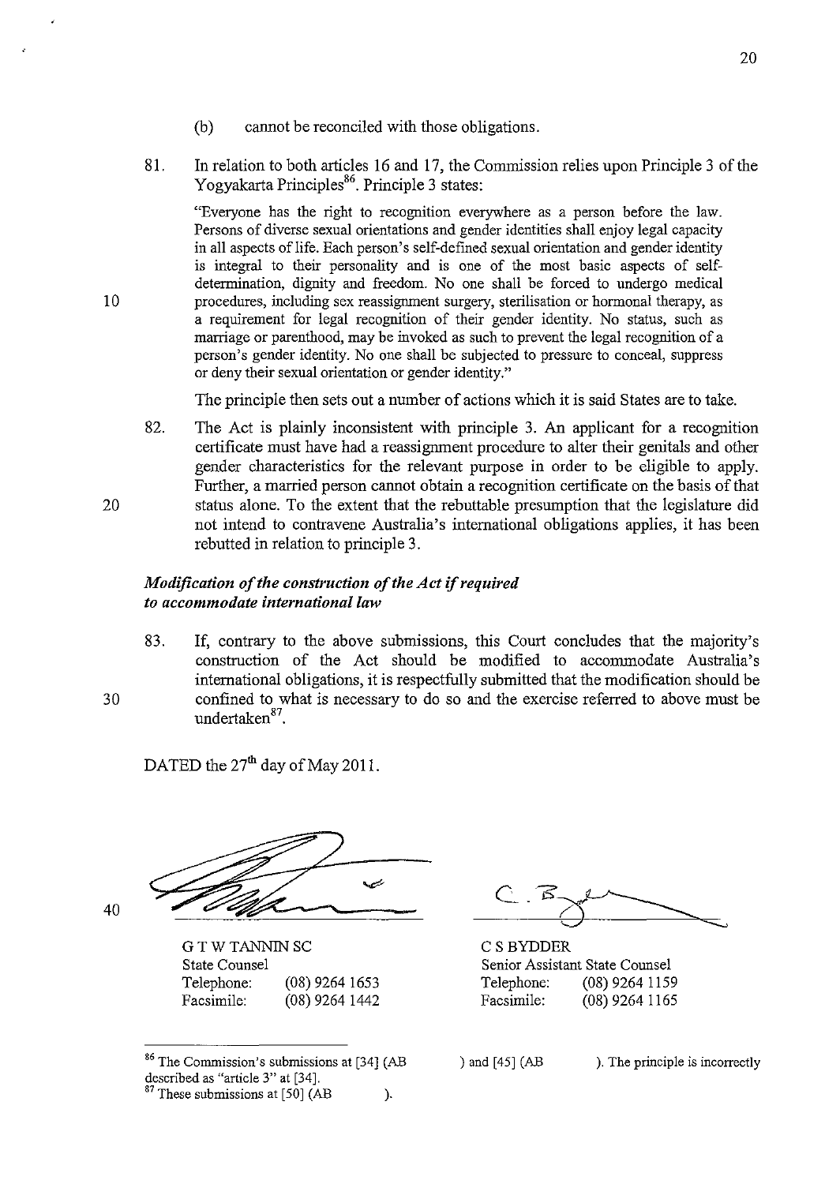(b) cannot be reconciled with those obligations.

81. In relation to both articles 16 and 17, the Commission relies upon Principle 3 of the Yogyakarta Principles[86]. Principle 3 states:

> "Everyone has the right to recognition everywhere as a person before the law. Persons of diverse sexual orientations and gender identities shall enjoy legal capacity in all aspects of life. Each person's self-defined sexual orientation and gender identity is integral to their personality and is one of the most basic aspects of self-determination, dignity and freedom. No one shall be forced to undergo medical procedures, including sex reassignment surgery, sterilisation or hormonal therapy, as a requirement for legal recognition of their gender identity. No status, such as marriage or parenthood, may be invoked as such to prevent the legal recognition of a person's gender identity. No one shall be subjected to pressure to conceal, suppress or deny their sexual orientation or gender identity."

The principle then sets out a number of actions which it is said States are to take.

82. The Act is plainly inconsistent with principle 3. An applicant for a recognition certificate must have had a reassignment procedure to alter their genitals and other gender characteristics for the relevant purpose in order to be eligible to apply. Further, a married person cannot obtain a recognition certificate on the basis of that status alone. To the extent that the rebuttable presumption that the legislature did not intend to contravene Australia's international obligations applies, it has been rebutted in relation to principle 3.

### *Modification of the construction of the Act if required to accommodate international law*

83. If, contrary to the above submissions, this Court concludes that the majority's construction of the Act should be modified to accommodate Australia's international obligations, it is respectfully submitted that the modification should be confined to what is necessary to do so and the exercise referred to above must be undertaken[87].

DATED the 27th day of May 2011.

| | |
|---|---|
| G T W TANNIN SC | C S BYDDER |
| State Counsel | Senior Assistant State Counsel |
| Telephone: (08) 9264 1653 | Telephone: (08) 9264 1159 |
| Facsimile: (08) 9264 1442 | Facsimile: (08) 9264 1165 |

[86] The Commission's submissions at [34] (AB ) and [45] (AB ). The principle is incorrectly described as "article 3" at [34].

[87] These submissions at [50] (AB ).